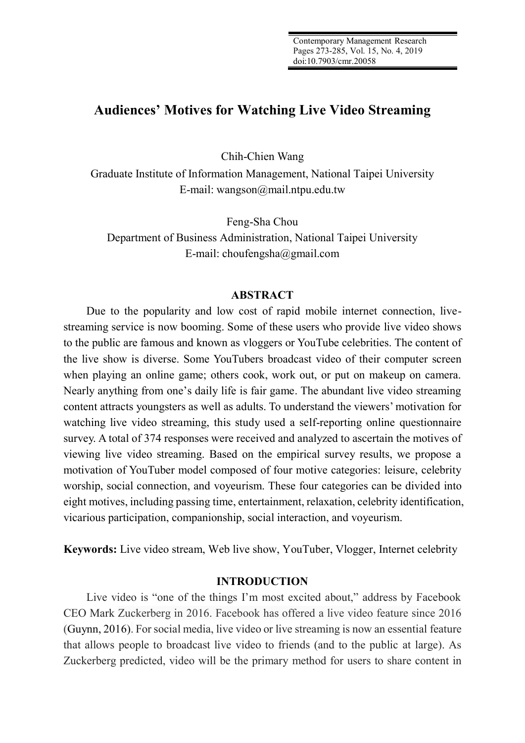# Audiences' Motives for Watching Live Video Streaming

Chih-Chien Wang
Graduate Institute of Information Management, National Taipei University
E-mail: wangson@mail.ntpu.edu.tw

Feng-Sha Chou
Department of Business Administration, National Taipei University
E-mail: choufengsha@gmail.com

## ABSTRACT

Due to the popularity and low cost of rapid mobile internet connection, live-streaming service is now booming. Some of these users who provide live video shows to the public are famous and known as vloggers or YouTube celebrities. The content of the live show is diverse. Some YouTubers broadcast video of their computer screen when playing an online game; others cook, work out, or put on makeup on camera. Nearly anything from one's daily life is fair game. The abundant live video streaming content attracts youngsters as well as adults. To understand the viewers' motivation for watching live video streaming, this study used a self-reporting online questionnaire survey. A total of 374 responses were received and analyzed to ascertain the motives of viewing live video streaming. Based on the empirical survey results, we propose a motivation of YouTuber model composed of four motive categories: leisure, celebrity worship, social connection, and voyeurism. These four categories can be divided into eight motives, including passing time, entertainment, relaxation, celebrity identification, vicarious participation, companionship, social interaction, and voyeurism.

**Keywords:** Live video stream, Web live show, YouTuber, Vlogger, Internet celebrity

## INTRODUCTION

Live video is "one of the things I'm most excited about," address by Facebook CEO Mark Zuckerberg in 2016. Facebook has offered a live video feature since 2016 (Guynn, 2016). For social media, live video or live streaming is now an essential feature that allows people to broadcast live video to friends (and to the public at large). As Zuckerberg predicted, video will be the primary method for users to share content in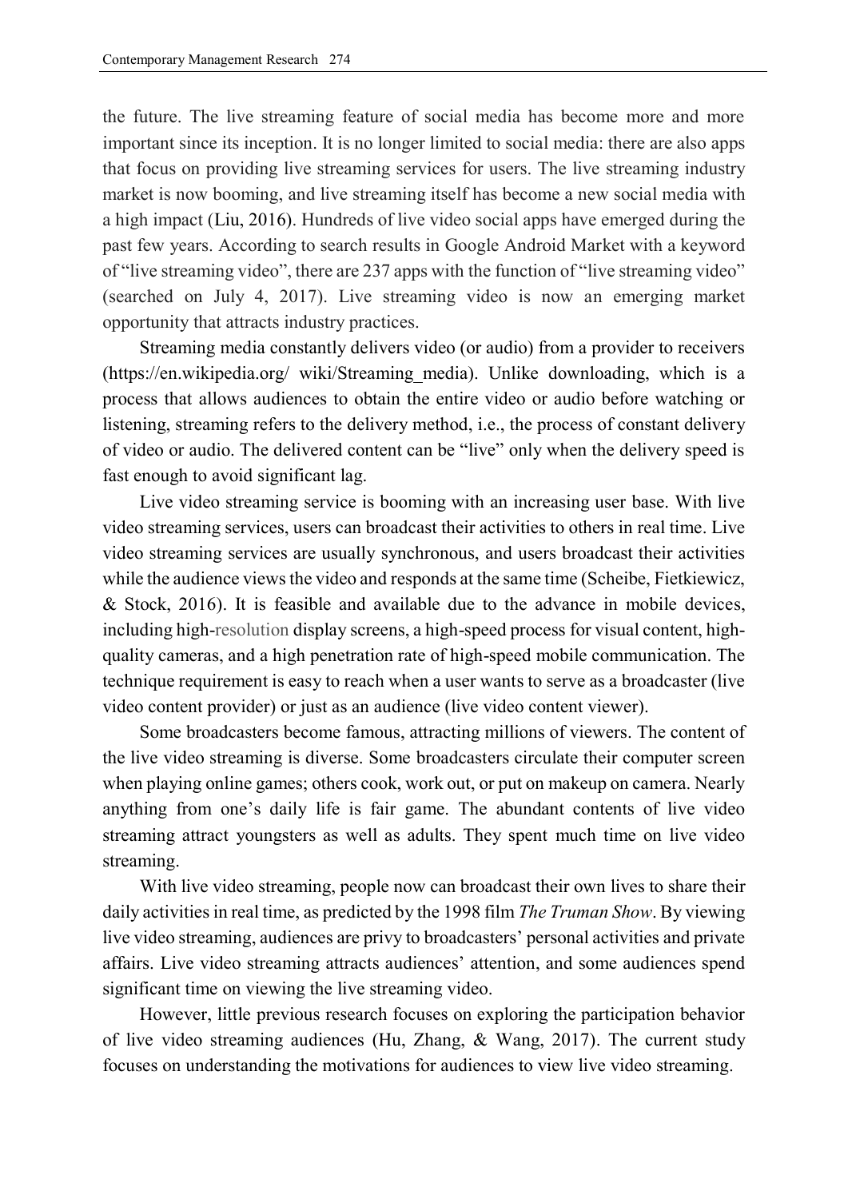the future. The live streaming feature of social media has become more and more important since its inception. It is no longer limited to social media: there are also apps that focus on providing live streaming services for users. The live streaming industry market is now booming, and live streaming itself has become a new social media with a high impact (Liu, 2016). Hundreds of live video social apps have emerged during the past few years. According to search results in Google Android Market with a keyword of "live streaming video", there are 237 apps with the function of "live streaming video" (searched on July 4, 2017). Live streaming video is now an emerging market opportunity that attracts industry practices.

Streaming media constantly delivers video (or audio) from a provider to receivers (https://en.wikipedia.org/ wiki/Streaming_media). Unlike downloading, which is a process that allows audiences to obtain the entire video or audio before watching or listening, streaming refers to the delivery method, i.e., the process of constant delivery of video or audio. The delivered content can be "live" only when the delivery speed is fast enough to avoid significant lag.

Live video streaming service is booming with an increasing user base. With live video streaming services, users can broadcast their activities to others in real time. Live video streaming services are usually synchronous, and users broadcast their activities while the audience views the video and responds at the same time (Scheibe, Fietkiewicz, & Stock, 2016). It is feasible and available due to the advance in mobile devices, including high-resolution display screens, a high-speed process for visual content, high-quality cameras, and a high penetration rate of high-speed mobile communication. The technique requirement is easy to reach when a user wants to serve as a broadcaster (live video content provider) or just as an audience (live video content viewer).

Some broadcasters become famous, attracting millions of viewers. The content of the live video streaming is diverse. Some broadcasters circulate their computer screen when playing online games; others cook, work out, or put on makeup on camera. Nearly anything from one's daily life is fair game. The abundant contents of live video streaming attract youngsters as well as adults. They spent much time on live video streaming.

With live video streaming, people now can broadcast their own lives to share their daily activities in real time, as predicted by the 1998 film *The Truman Show*. By viewing live video streaming, audiences are privy to broadcasters' personal activities and private affairs. Live video streaming attracts audiences' attention, and some audiences spend significant time on viewing the live streaming video.

However, little previous research focuses on exploring the participation behavior of live video streaming audiences (Hu, Zhang, & Wang, 2017). The current study focuses on understanding the motivations for audiences to view live video streaming.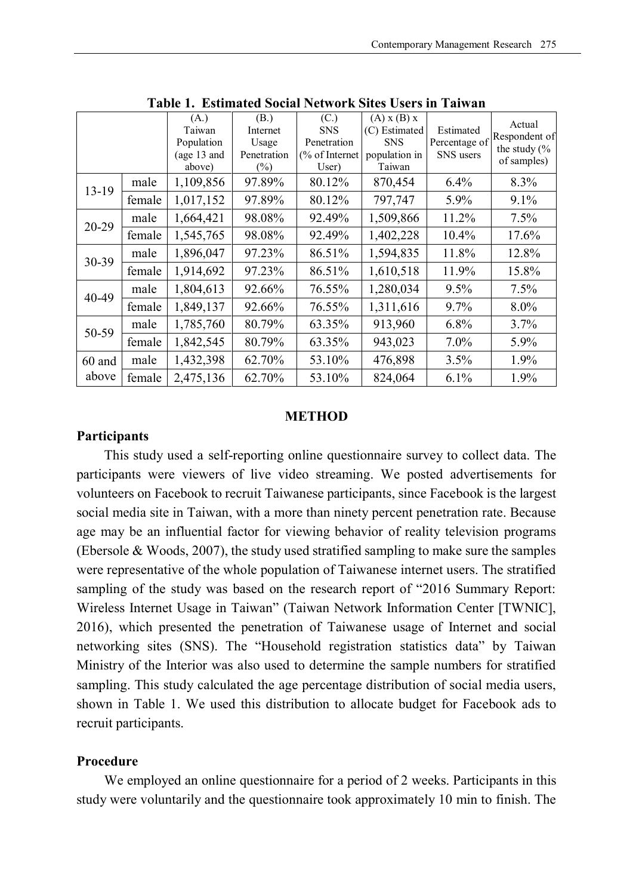**Table 1. Estimated Social Network Sites Users in Taiwan**

| | | (A.) Taiwan Population (age 13 and above) | (B.) Internet Usage Penetration (%) | (C.) SNS Penetration (% of Internet User) | (A) x (B) x (C) Estimated SNS population in Taiwan | Estimated Percentage of SNS users | Actual Respondent of the study (% of samples) |
|---|---|---|---|---|---|---|---|
| 13-19 | male | 1,109,856 | 97.89% | 80.12% | 870,454 | 6.4% | 8.3% |
| | female | 1,017,152 | 97.89% | 80.12% | 797,747 | 5.9% | 9.1% |
| 20-29 | male | 1,664,421 | 98.08% | 92.49% | 1,509,866 | 11.2% | 7.5% |
| | female | 1,545,765 | 98.08% | 92.49% | 1,402,228 | 10.4% | 17.6% |
| 30-39 | male | 1,896,047 | 97.23% | 86.51% | 1,594,835 | 11.8% | 12.8% |
| | female | 1,914,692 | 97.23% | 86.51% | 1,610,518 | 11.9% | 15.8% |
| 40-49 | male | 1,804,613 | 92.66% | 76.55% | 1,280,034 | 9.5% | 7.5% |
| | female | 1,849,137 | 92.66% | 76.55% | 1,311,616 | 9.7% | 8.0% |
| 50-59 | male | 1,785,760 | 80.79% | 63.35% | 913,960 | 6.8% | 3.7% |
| | female | 1,842,545 | 80.79% | 63.35% | 943,023 | 7.0% | 5.9% |
| 60 and above | male | 1,432,398 | 62.70% | 53.10% | 476,898 | 3.5% | 1.9% |
| | female | 2,475,136 | 62.70% | 53.10% | 824,064 | 6.1% | 1.9% |

## METHOD

### Participants

This study used a self-reporting online questionnaire survey to collect data. The participants were viewers of live video streaming. We posted advertisements for volunteers on Facebook to recruit Taiwanese participants, since Facebook is the largest social media site in Taiwan, with a more than ninety percent penetration rate. Because age may be an influential factor for viewing behavior of reality television programs (Ebersole & Woods, 2007), the study used stratified sampling to make sure the samples were representative of the whole population of Taiwanese internet users. The stratified sampling of the study was based on the research report of "2016 Summary Report: Wireless Internet Usage in Taiwan" (Taiwan Network Information Center [TWNIC], 2016), which presented the penetration of Taiwanese usage of Internet and social networking sites (SNS). The "Household registration statistics data" by Taiwan Ministry of the Interior was also used to determine the sample numbers for stratified sampling. This study calculated the age percentage distribution of social media users, shown in Table 1. We used this distribution to allocate budget for Facebook ads to recruit participants.

### Procedure

We employed an online questionnaire for a period of 2 weeks. Participants in this study were voluntarily and the questionnaire took approximately 10 min to finish. The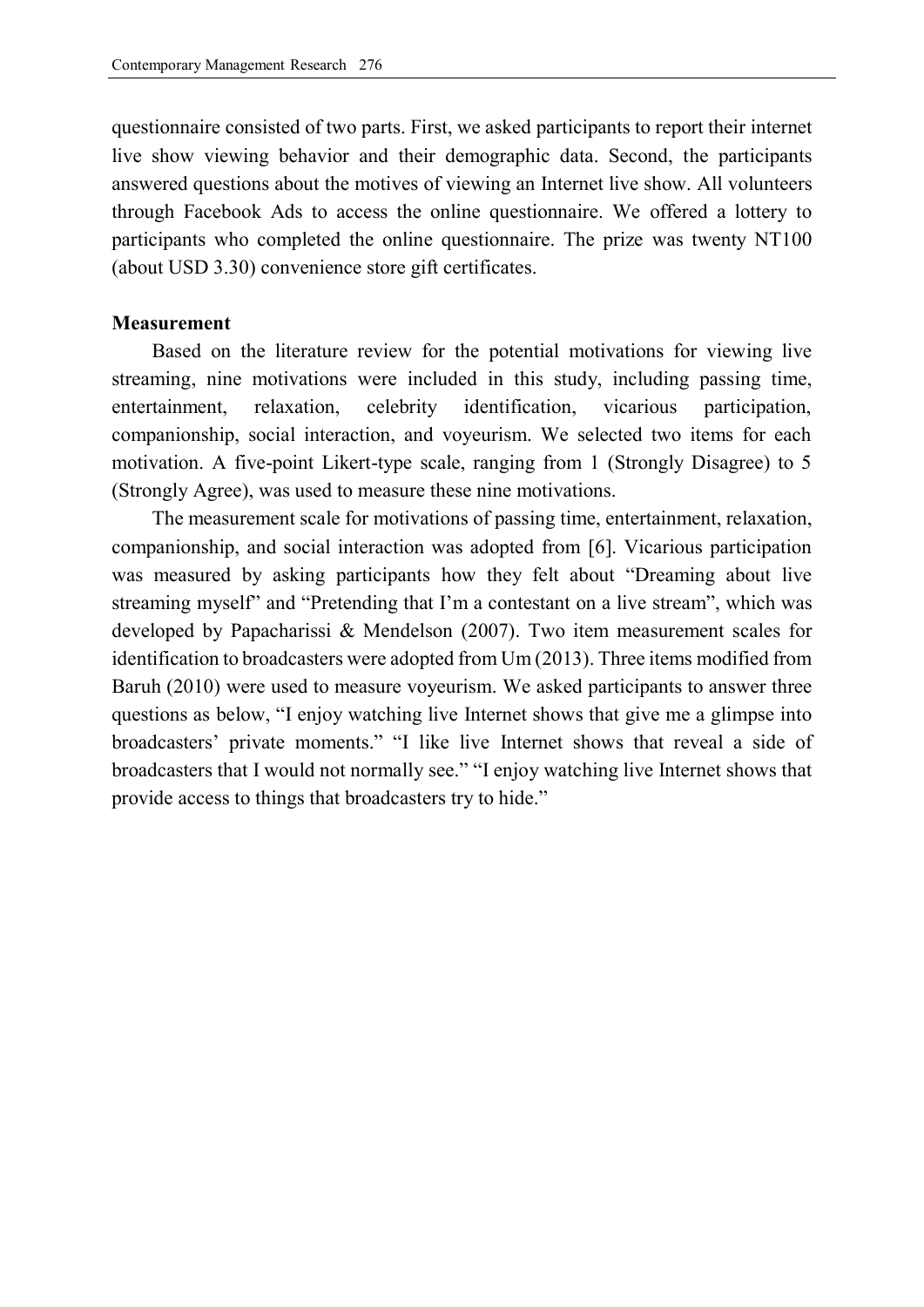questionnaire consisted of two parts. First, we asked participants to report their internet live show viewing behavior and their demographic data. Second, the participants answered questions about the motives of viewing an Internet live show. All volunteers through Facebook Ads to access the online questionnaire. We offered a lottery to participants who completed the online questionnaire. The prize was twenty NT100 (about USD 3.30) convenience store gift certificates.

**Measurement**

Based on the literature review for the potential motivations for viewing live streaming, nine motivations were included in this study, including passing time, entertainment, relaxation, celebrity identification, vicarious participation, companionship, social interaction, and voyeurism. We selected two items for each motivation. A five-point Likert-type scale, ranging from 1 (Strongly Disagree) to 5 (Strongly Agree), was used to measure these nine motivations.

The measurement scale for motivations of passing time, entertainment, relaxation, companionship, and social interaction was adopted from [6]. Vicarious participation was measured by asking participants how they felt about "Dreaming about live streaming myself" and "Pretending that I'm a contestant on a live stream", which was developed by Papacharissi & Mendelson (2007). Two item measurement scales for identification to broadcasters were adopted from Um (2013). Three items modified from Baruh (2010) were used to measure voyeurism. We asked participants to answer three questions as below, "I enjoy watching live Internet shows that give me a glimpse into broadcasters' private moments." "I like live Internet shows that reveal a side of broadcasters that I would not normally see." "I enjoy watching live Internet shows that provide access to things that broadcasters try to hide."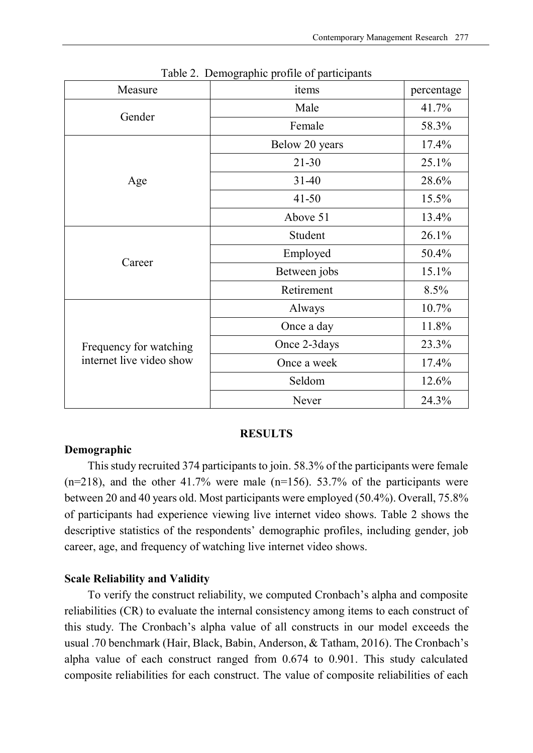Table 2. Demographic profile of participants

| Measure | items | percentage |
|---|---|---|
| Gender | Male | 41.7% |
| | Female | 58.3% |
| Age | Below 20 years | 17.4% |
| | 21-30 | 25.1% |
| | 31-40 | 28.6% |
| | 41-50 | 15.5% |
| | Above 51 | 13.4% |
| Career | Student | 26.1% |
| | Employed | 50.4% |
| | Between jobs | 15.1% |
| | Retirement | 8.5% |
| Frequency for watching internet live video show | Always | 10.7% |
| | Once a day | 11.8% |
| | Once 2-3days | 23.3% |
| | Once a week | 17.4% |
| | Seldom | 12.6% |
| | Never | 24.3% |

## RESULTS

### Demographic

This study recruited 374 participants to join. 58.3% of the participants were female (n=218), and the other 41.7% were male (n=156). 53.7% of the participants were between 20 and 40 years old. Most participants were employed (50.4%). Overall, 75.8% of participants had experience viewing live internet video shows. Table 2 shows the descriptive statistics of the respondents' demographic profiles, including gender, job career, age, and frequency of watching live internet video shows.

### Scale Reliability and Validity

To verify the construct reliability, we computed Cronbach's alpha and composite reliabilities (CR) to evaluate the internal consistency among items to each construct of this study. The Cronbach's alpha value of all constructs in our model exceeds the usual .70 benchmark (Hair, Black, Babin, Anderson, & Tatham, 2016). The Cronbach's alpha value of each construct ranged from 0.674 to 0.901. This study calculated composite reliabilities for each construct. The value of composite reliabilities of each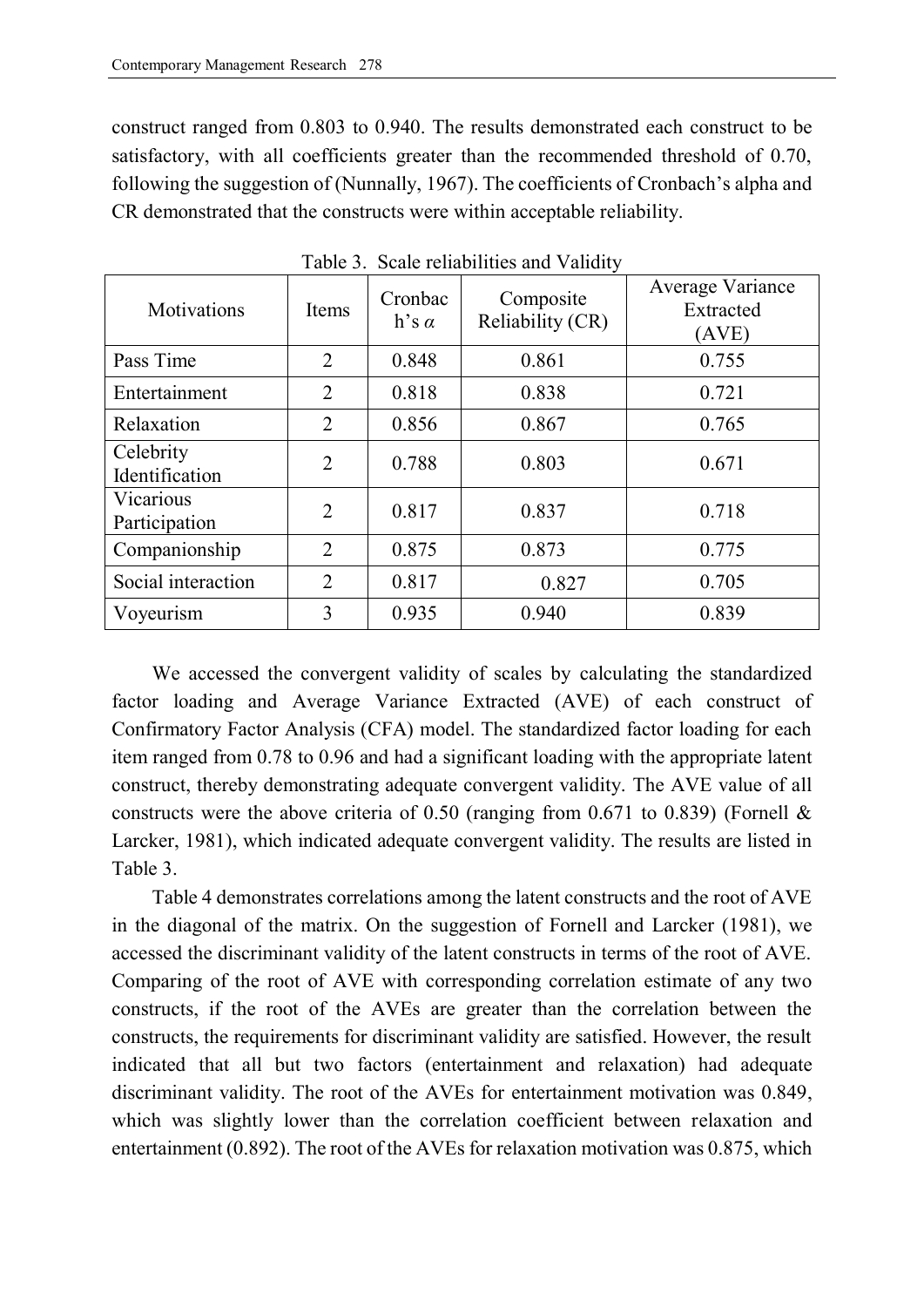construct ranged from 0.803 to 0.940. The results demonstrated each construct to be satisfactory, with all coefficients greater than the recommended threshold of 0.70, following the suggestion of (Nunnally, 1967). The coefficients of Cronbach's alpha and CR demonstrated that the constructs were within acceptable reliability.

Table 3. Scale reliabilities and Validity

| Motivations | Items | Cronbach's $\alpha$ | Composite Reliability (CR) | Average Variance Extracted (AVE) |
|---|---|---|---|---|
| Pass Time | 2 | 0.848 | 0.861 | 0.755 |
| Entertainment | 2 | 0.818 | 0.838 | 0.721 |
| Relaxation | 2 | 0.856 | 0.867 | 0.765 |
| Celebrity Identification | 2 | 0.788 | 0.803 | 0.671 |
| Vicarious Participation | 2 | 0.817 | 0.837 | 0.718 |
| Companionship | 2 | 0.875 | 0.873 | 0.775 |
| Social interaction | 2 | 0.817 | 0.827 | 0.705 |
| Voyeurism | 3 | 0.935 | 0.940 | 0.839 |

We accessed the convergent validity of scales by calculating the standardized factor loading and Average Variance Extracted (AVE) of each construct of Confirmatory Factor Analysis (CFA) model. The standardized factor loading for each item ranged from 0.78 to 0.96 and had a significant loading with the appropriate latent construct, thereby demonstrating adequate convergent validity. The AVE value of all constructs were the above criteria of 0.50 (ranging from 0.671 to 0.839) (Fornell & Larcker, 1981), which indicated adequate convergent validity. The results are listed in Table 3.

Table 4 demonstrates correlations among the latent constructs and the root of AVE in the diagonal of the matrix. On the suggestion of Fornell and Larcker (1981), we accessed the discriminant validity of the latent constructs in terms of the root of AVE. Comparing of the root of AVE with corresponding correlation estimate of any two constructs, if the root of the AVEs are greater than the correlation between the constructs, the requirements for discriminant validity are satisfied. However, the result indicated that all but two factors (entertainment and relaxation) had adequate discriminant validity. The root of the AVEs for entertainment motivation was 0.849, which was slightly lower than the correlation coefficient between relaxation and entertainment (0.892). The root of the AVEs for relaxation motivation was 0.875, which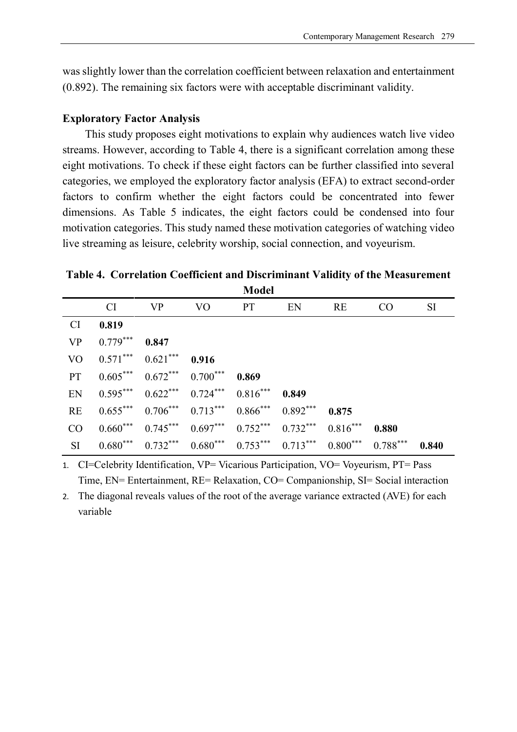was slightly lower than the correlation coefficient between relaxation and entertainment (0.892). The remaining six factors were with acceptable discriminant validity.

### Exploratory Factor Analysis

This study proposes eight motivations to explain why audiences watch live video streams. However, according to Table 4, there is a significant correlation among these eight motivations. To check if these eight factors can be further classified into several categories, we employed the exploratory factor analysis (EFA) to extract second-order factors to confirm whether the eight factors could be concentrated into fewer dimensions. As Table 5 indicates, the eight factors could be condensed into four motivation categories. This study named these motivation categories of watching video live streaming as leisure, celebrity worship, social connection, and voyeurism.

**Table 4. Correlation Coefficient and Discriminant Validity of the Measurement Model**

| | CI | VP | VO | PT | EN | RE | CO | SI |
|---|---|---|---|---|---|---|---|---|
| CI | **0.819** | | | | | | | |
| VP | 0.779*** | **0.847** | | | | | | |
| VO | 0.571*** | 0.621*** | **0.916** | | | | | |
| PT | 0.605*** | 0.672*** | 0.700*** | **0.869** | | | | |
| EN | 0.595*** | 0.622*** | 0.724*** | 0.816*** | **0.849** | | | |
| RE | 0.655*** | 0.706*** | 0.713*** | 0.866*** | 0.892*** | **0.875** | | |
| CO | 0.660*** | 0.745*** | 0.697*** | 0.752*** | 0.732*** | 0.816*** | **0.880** | |
| SI | 0.680*** | 0.732*** | 0.680*** | 0.753*** | 0.713*** | 0.800*** | 0.788*** | **0.840** |

1. CI=Celebrity Identification, VP= Vicarious Participation, VO= Voyeurism, PT= Pass Time, EN= Entertainment, RE= Relaxation, CO= Companionship, SI= Social interaction
2. The diagonal reveals values of the root of the average variance extracted (AVE) for each variable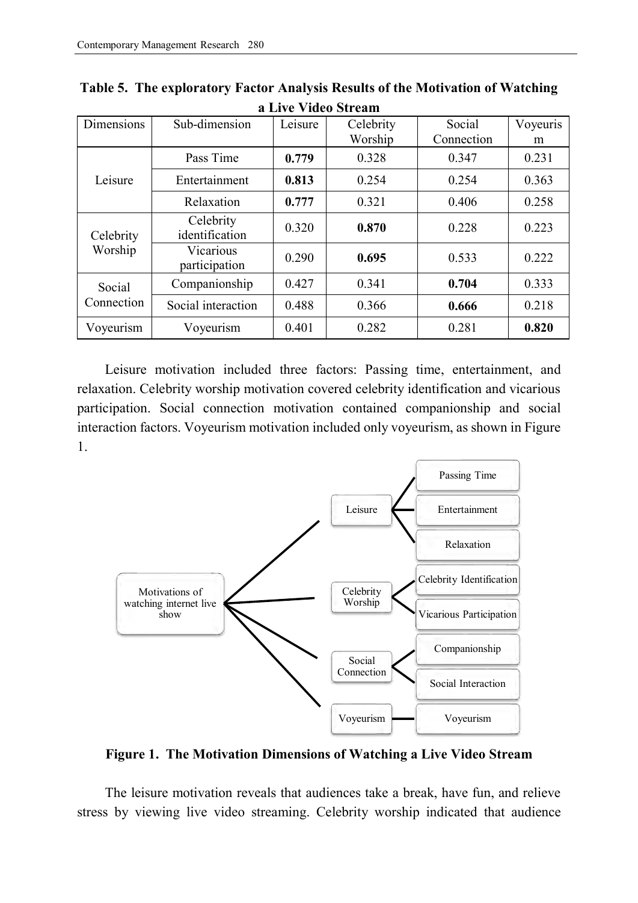**Table 5. The exploratory Factor Analysis Results of the Motivation of Watching a Live Video Stream**

| Dimensions | Sub-dimension | Leisure | Celebrity Worship | Social Connection | Voyeurism |
|---|---|---|---|---|---|
| Leisure | Pass Time | **0.779** | 0.328 | 0.347 | 0.231 |
| | Entertainment | **0.813** | 0.254 | 0.254 | 0.363 |
| | Relaxation | **0.777** | 0.321 | 0.406 | 0.258 |
| Celebrity Worship | Celebrity identification | 0.320 | **0.870** | 0.228 | 0.223 |
| | Vicarious participation | 0.290 | **0.695** | 0.533 | 0.222 |
| Social Connection | Companionship | 0.427 | 0.341 | **0.704** | 0.333 |
| | Social interaction | 0.488 | 0.366 | **0.666** | 0.218 |
| Voyeurism | Voyeurism | 0.401 | 0.282 | 0.281 | **0.820** |

Leisure motivation included three factors: Passing time, entertainment, and relaxation. Celebrity worship motivation covered celebrity identification and vicarious participation. Social connection motivation contained companionship and social interaction factors. Voyeurism motivation included only voyeurism, as shown in Figure 1.

- Motivations of watching internet live show
  - Leisure
    - Passing Time
    - Entertainment
    - Relaxation
  - Celebrity Worship
    - Celebrity Identification
    - Vicarious Participation
  - Social Connection
    - Companionship
    - Social Interaction
  - Voyeurism
    - Voyeurism

**Figure 1. The Motivation Dimensions of Watching a Live Video Stream**

The leisure motivation reveals that audiences take a break, have fun, and relieve stress by viewing live video streaming. Celebrity worship indicated that audience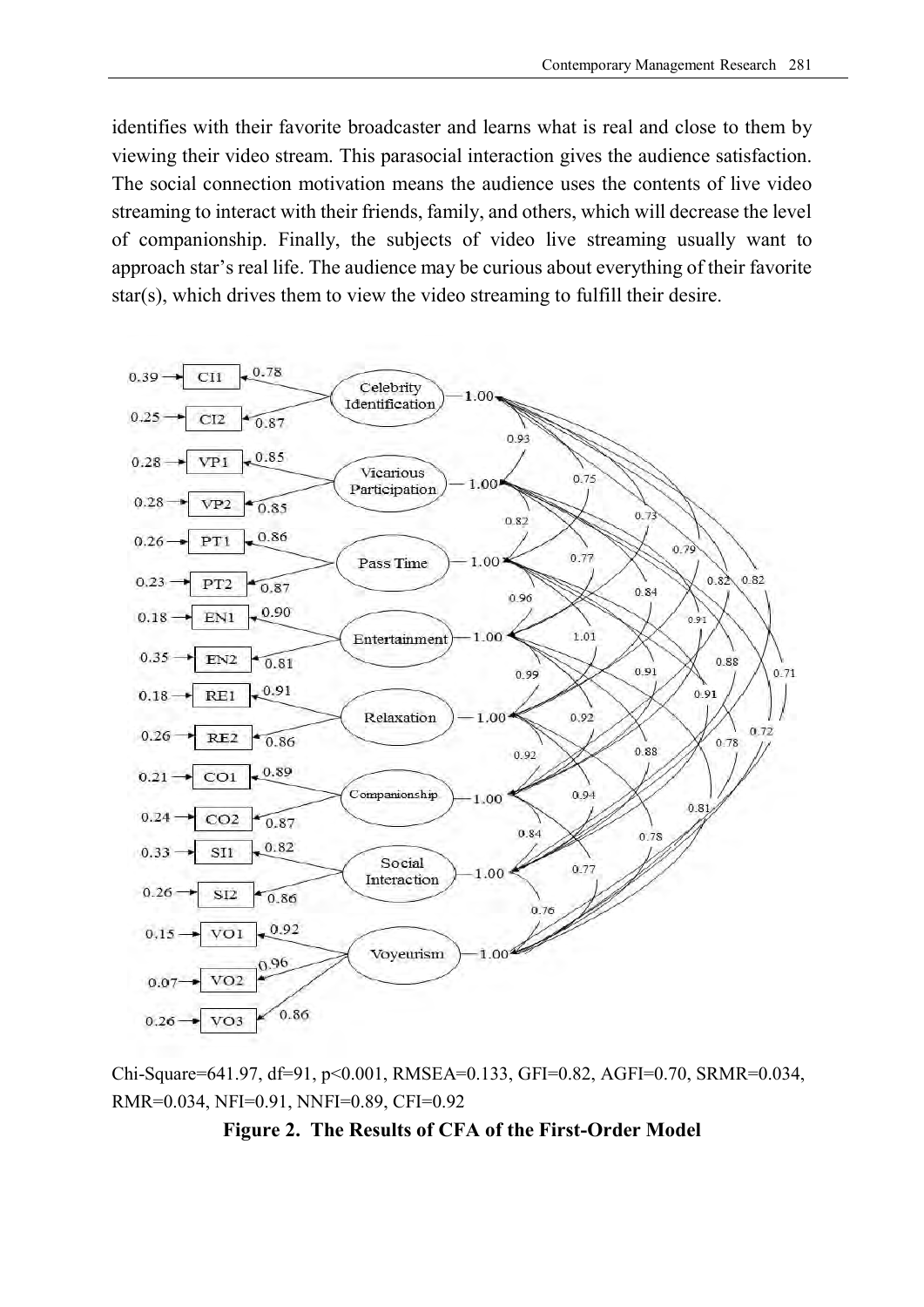identifies with their favorite broadcaster and learns what is real and close to them by viewing their video stream. This parasocial interaction gives the audience satisfaction. The social connection motivation means the audience uses the contents of live video streaming to interact with their friends, family, and others, which will decrease the level of companionship. Finally, the subjects of video live streaming usually want to approach star's real life. The audience may be curious about everything of their favorite star(s), which drives them to view the video streaming to fulfill their desire.

Chi-Square=641.97, df=91, p<0.001, RMSEA=0.133, GFI=0.82, AGFI=0.70, SRMR=0.034, RMR=0.034, NFI=0.91, NNFI=0.89, CFI=0.92

**Figure 2. The Results of CFA of the First-Order Model**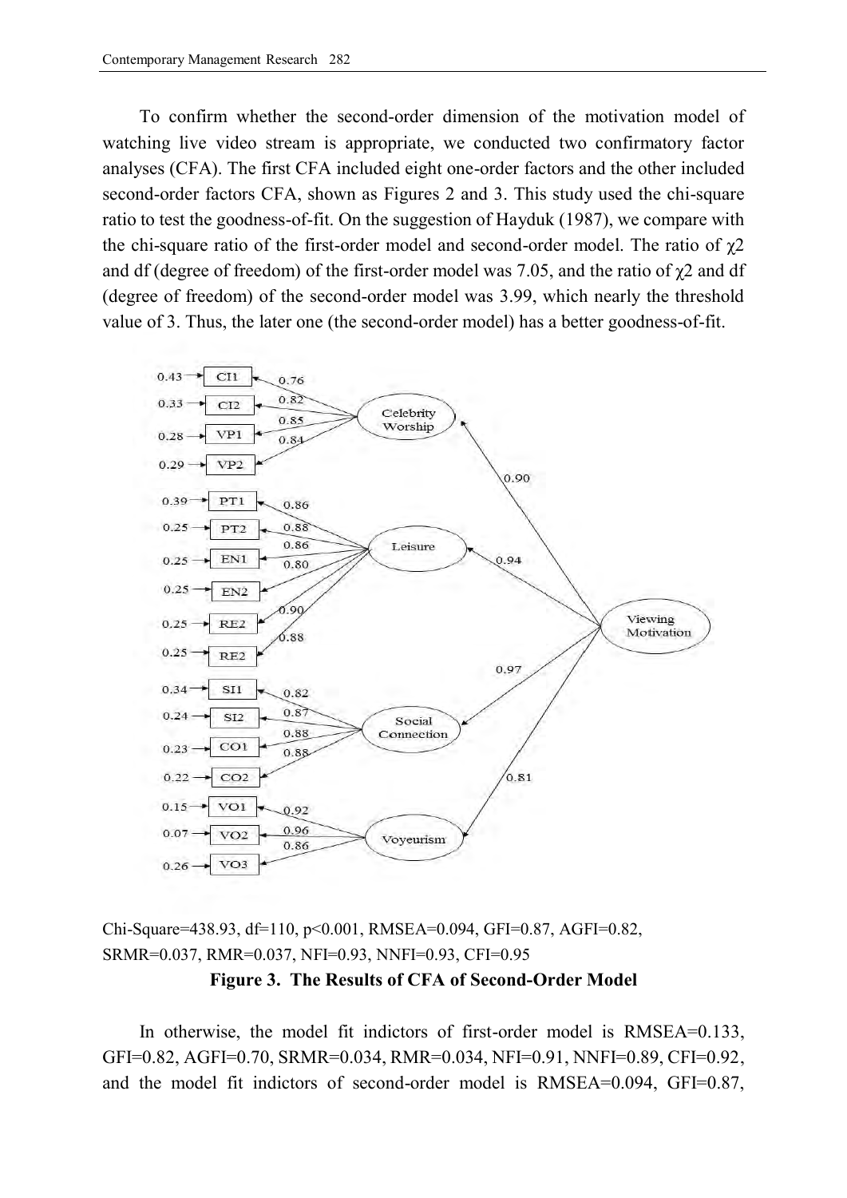To confirm whether the second-order dimension of the motivation model of watching live video stream is appropriate, we conducted two confirmatory factor analyses (CFA). The first CFA included eight one-order factors and the other included second-order factors CFA, shown as Figures 2 and 3. This study used the chi-square ratio to test the goodness-of-fit. On the suggestion of Hayduk (1987), we compare with the chi-square ratio of the first-order model and second-order model. The ratio of $\chi2$ and df (degree of freedom) of the first-order model was 7.05, and the ratio of $\chi2$ and df (degree of freedom) of the second-order model was 3.99, which nearly the threshold value of 3. Thus, the later one (the second-order model) has a better goodness-of-fit.

Chi-Square=438.93, df=110, p<0.001, RMSEA=0.094, GFI=0.87, AGFI=0.82, SRMR=0.037, RMR=0.037, NFI=0.93, NNFI=0.93, CFI=0.95

**Figure 3. The Results of CFA of Second-Order Model**

In otherwise, the model fit indictors of first-order model is RMSEA=0.133, GFI=0.82, AGFI=0.70, SRMR=0.034, RMR=0.034, NFI=0.91, NNFI=0.89, CFI=0.92, and the model fit indictors of second-order model is RMSEA=0.094, GFI=0.87,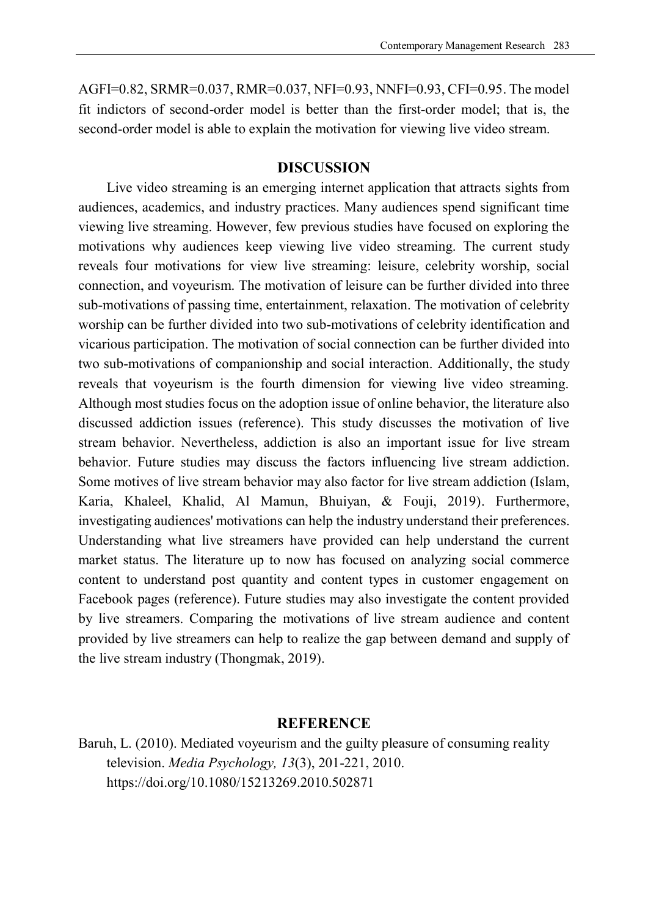AGFI=0.82, SRMR=0.037, RMR=0.037, NFI=0.93, NNFI=0.93, CFI=0.95. The model fit indictors of second-order model is better than the first-order model; that is, the second-order model is able to explain the motivation for viewing live video stream.

## DISCUSSION

Live video streaming is an emerging internet application that attracts sights from audiences, academics, and industry practices. Many audiences spend significant time viewing live streaming. However, few previous studies have focused on exploring the motivations why audiences keep viewing live video streaming. The current study reveals four motivations for view live streaming: leisure, celebrity worship, social connection, and voyeurism. The motivation of leisure can be further divided into three sub-motivations of passing time, entertainment, relaxation. The motivation of celebrity worship can be further divided into two sub-motivations of celebrity identification and vicarious participation. The motivation of social connection can be further divided into two sub-motivations of companionship and social interaction. Additionally, the study reveals that voyeurism is the fourth dimension for viewing live video streaming. Although most studies focus on the adoption issue of online behavior, the literature also discussed addiction issues (reference). This study discusses the motivation of live stream behavior. Nevertheless, addiction is also an important issue for live stream behavior. Future studies may discuss the factors influencing live stream addiction. Some motives of live stream behavior may also factor for live stream addiction (Islam, Karia, Khaleel, Khalid, Al Mamun, Bhuiyan, & Fouji, 2019). Furthermore, investigating audiences' motivations can help the industry understand their preferences. Understanding what live streamers have provided can help understand the current market status. The literature up to now has focused on analyzing social commerce content to understand post quantity and content types in customer engagement on Facebook pages (reference). Future studies may also investigate the content provided by live streamers. Comparing the motivations of live stream audience and content provided by live streamers can help to realize the gap between demand and supply of the live stream industry (Thongmak, 2019).

## REFERENCE

Baruh, L. (2010). Mediated voyeurism and the guilty pleasure of consuming reality television. *Media Psychology, 13*(3), 201-221, 2010. https://doi.org/10.1080/15213269.2010.502871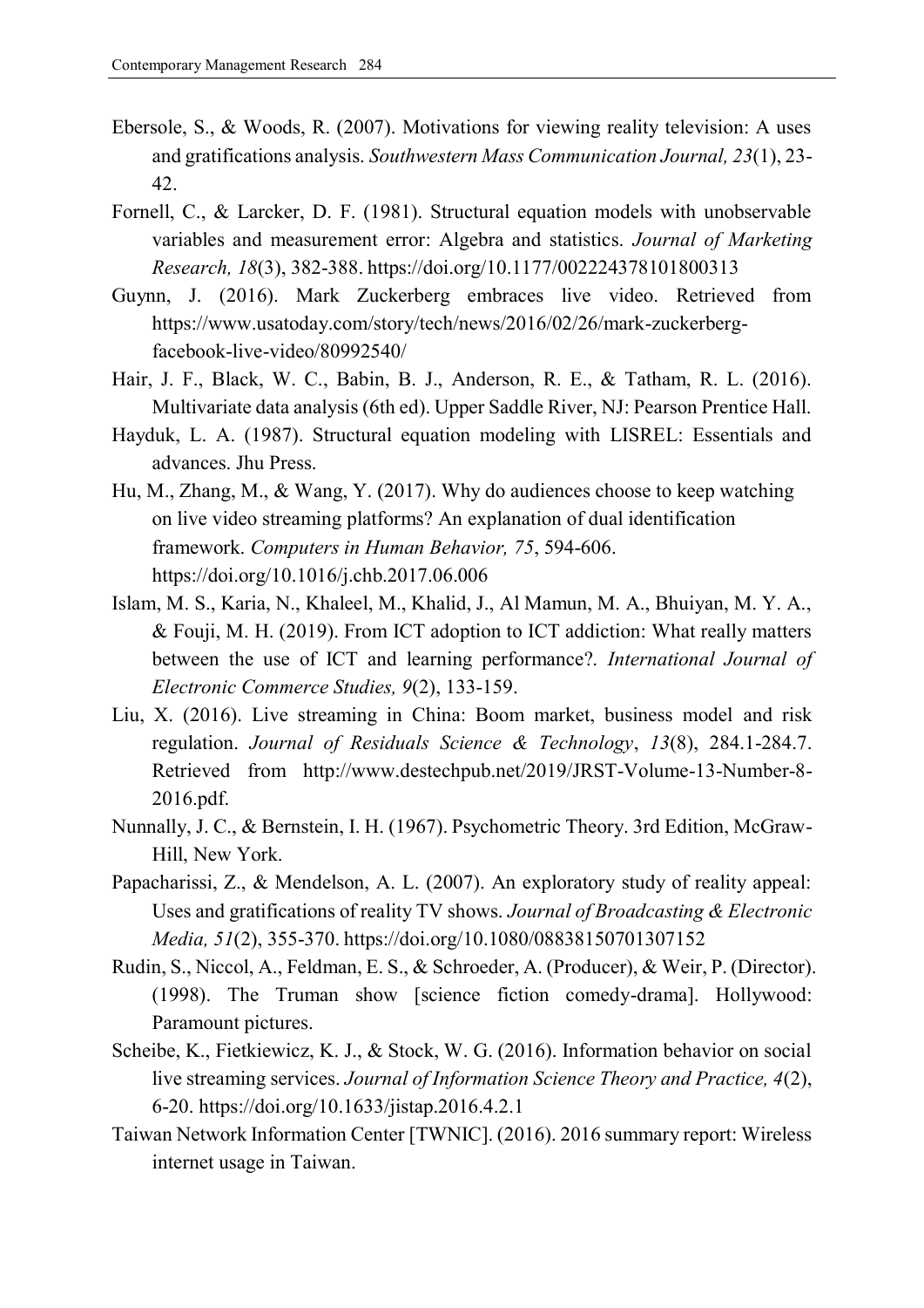Ebersole, S., & Woods, R. (2007). Motivations for viewing reality television: A uses and gratifications analysis. *Southwestern Mass Communication Journal, 23*(1), 23-42.

Fornell, C., & Larcker, D. F. (1981). Structural equation models with unobservable variables and measurement error: Algebra and statistics. *Journal of Marketing Research, 18*(3), 382-388. https://doi.org/10.1177/002224378101800313

Guynn, J. (2016). Mark Zuckerberg embraces live video. Retrieved from https://www.usatoday.com/story/tech/news/2016/02/26/mark-zuckerberg-facebook-live-video/80992540/

Hair, J. F., Black, W. C., Babin, B. J., Anderson, R. E., & Tatham, R. L. (2016). Multivariate data analysis (6th ed). Upper Saddle River, NJ: Pearson Prentice Hall.

Hayduk, L. A. (1987). Structural equation modeling with LISREL: Essentials and advances. Jhu Press.

Hu, M., Zhang, M., & Wang, Y. (2017). Why do audiences choose to keep watching on live video streaming platforms? An explanation of dual identification framework. *Computers in Human Behavior, 75*, 594-606. https://doi.org/10.1016/j.chb.2017.06.006

Islam, M. S., Karia, N., Khaleel, M., Khalid, J., Al Mamun, M. A., Bhuiyan, M. Y. A., & Fouji, M. H. (2019). From ICT adoption to ICT addiction: What really matters between the use of ICT and learning performance?. *International Journal of Electronic Commerce Studies, 9*(2), 133-159.

Liu, X. (2016). Live streaming in China: Boom market, business model and risk regulation. *Journal of Residuals Science & Technology*, *13*(8), 284.1-284.7. Retrieved from http://www.destechpub.net/2019/JRST-Volume-13-Number-8-2016.pdf.

Nunnally, J. C., & Bernstein, I. H. (1967). Psychometric Theory. 3rd Edition, McGraw-Hill, New York.

Papacharissi, Z., & Mendelson, A. L. (2007). An exploratory study of reality appeal: Uses and gratifications of reality TV shows. *Journal of Broadcasting & Electronic Media, 51*(2), 355-370. https://doi.org/10.1080/08838150701307152

Rudin, S., Niccol, A., Feldman, E. S., & Schroeder, A. (Producer), & Weir, P. (Director). (1998). The Truman show [science fiction comedy-drama]. Hollywood: Paramount pictures.

Scheibe, K., Fietkiewicz, K. J., & Stock, W. G. (2016). Information behavior on social live streaming services. *Journal of Information Science Theory and Practice, 4*(2), 6-20. https://doi.org/10.1633/jistap.2016.4.2.1

Taiwan Network Information Center [TWNIC]. (2016). 2016 summary report: Wireless internet usage in Taiwan.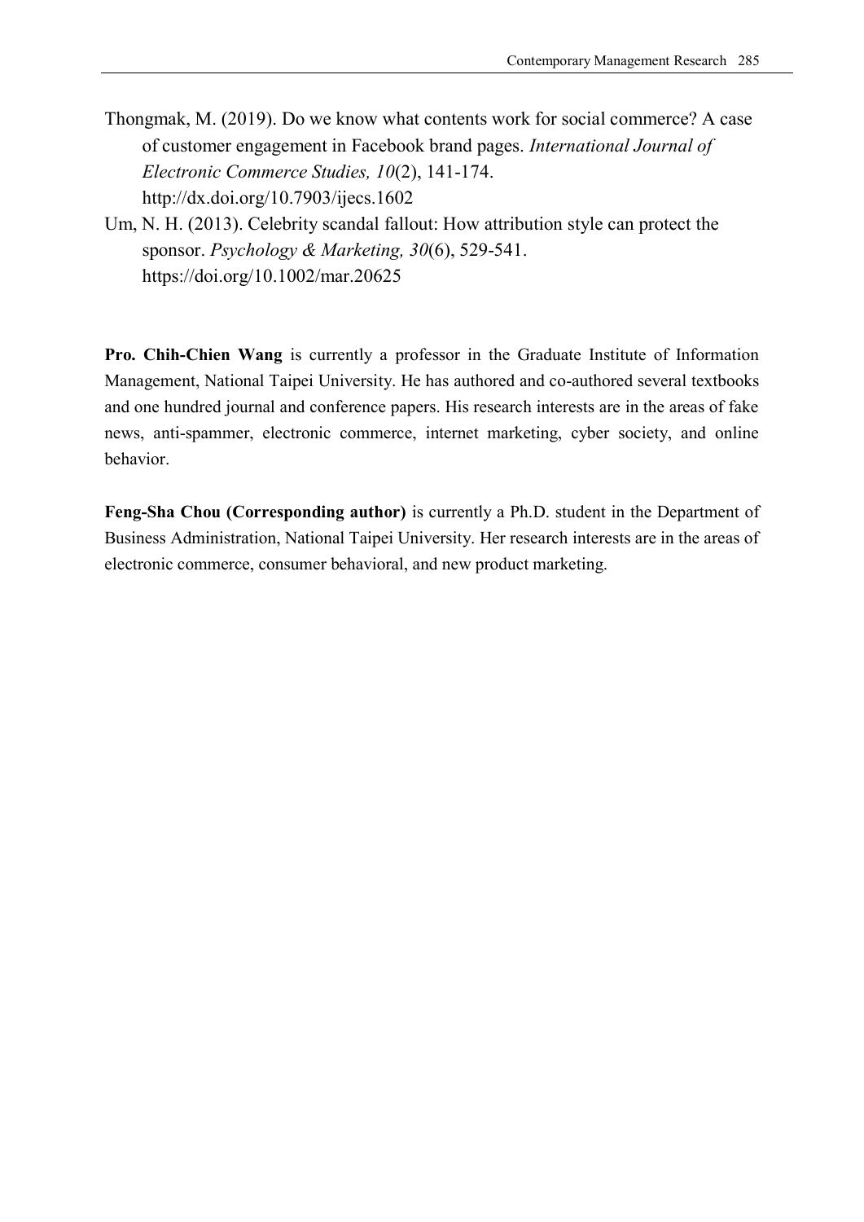Thongmak, M. (2019). Do we know what contents work for social commerce? A case of customer engagement in Facebook brand pages. *International Journal of Electronic Commerce Studies, 10*(2), 141-174. http://dx.doi.org/10.7903/ijecs.1602

Um, N. H. (2013). Celebrity scandal fallout: How attribution style can protect the sponsor. *Psychology & Marketing, 30*(6), 529-541. https://doi.org/10.1002/mar.20625

**Pro. Chih-Chien Wang** is currently a professor in the Graduate Institute of Information Management, National Taipei University. He has authored and co-authored several textbooks and one hundred journal and conference papers. His research interests are in the areas of fake news, anti-spammer, electronic commerce, internet marketing, cyber society, and online behavior.

**Feng-Sha Chou (Corresponding author)** is currently a Ph.D. student in the Department of Business Administration, National Taipei University. Her research interests are in the areas of electronic commerce, consumer behavioral, and new product marketing.